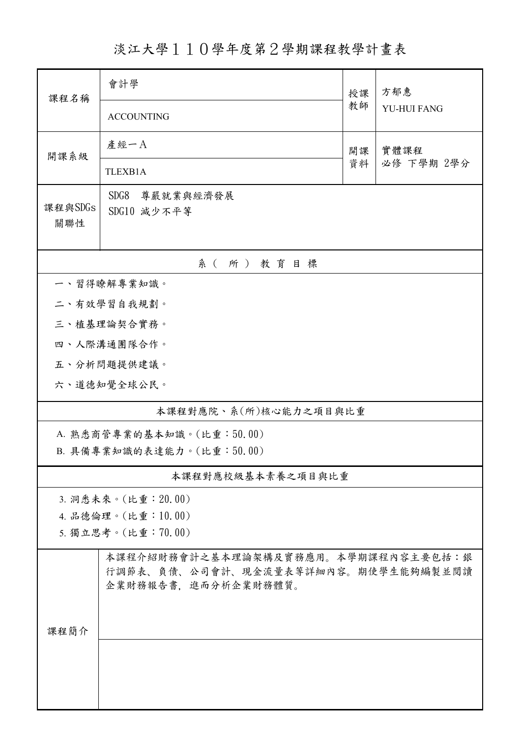# 淡江大學１１０學年度第２學期課程教學計畫表

| 課程名稱 | 會計學 ACCOUNTING | 授課教師 | 方郁惠 YU-HUI FANG |
|---|---|---|---|
| 開課系級 | 產經一A TLEXB1A | 開課資料 | 實體課程 必修 下學期 2學分 |
| 課程與SDGs關聯性 | SDG8 尊嚴就業與經濟發展<br>SDG10 減少不平等 | | |

## 系（所）教育目標

一、習得瞭解專業知識。

二、有效學習自我規劃。

三、植基理論契合實務。

四、人際溝通團隊合作。

五、分析問題提供建議。

六、道德知覺全球公民。

## 本課程對應院、系(所)核心能力之項目與比重

A. 熟悉商管專業的基本知識。(比重：50.00)

B. 具備專業知識的表達能力。(比重：50.00)

## 本課程對應校級基本素養之項目與比重

3. 洞悉未來。(比重：20.00)

4. 品德倫理。(比重：10.00)

5. 獨立思考。(比重：70.00)

## 課程簡介

本課程介紹財務會計之基本理論架構及實務應用。本學期課程內容主要包括：銀行調節表、負債、公司會計、現金流量表等詳細內容。期使學生能夠編製並閱讀企業財務報告書，進而分析企業財務體質。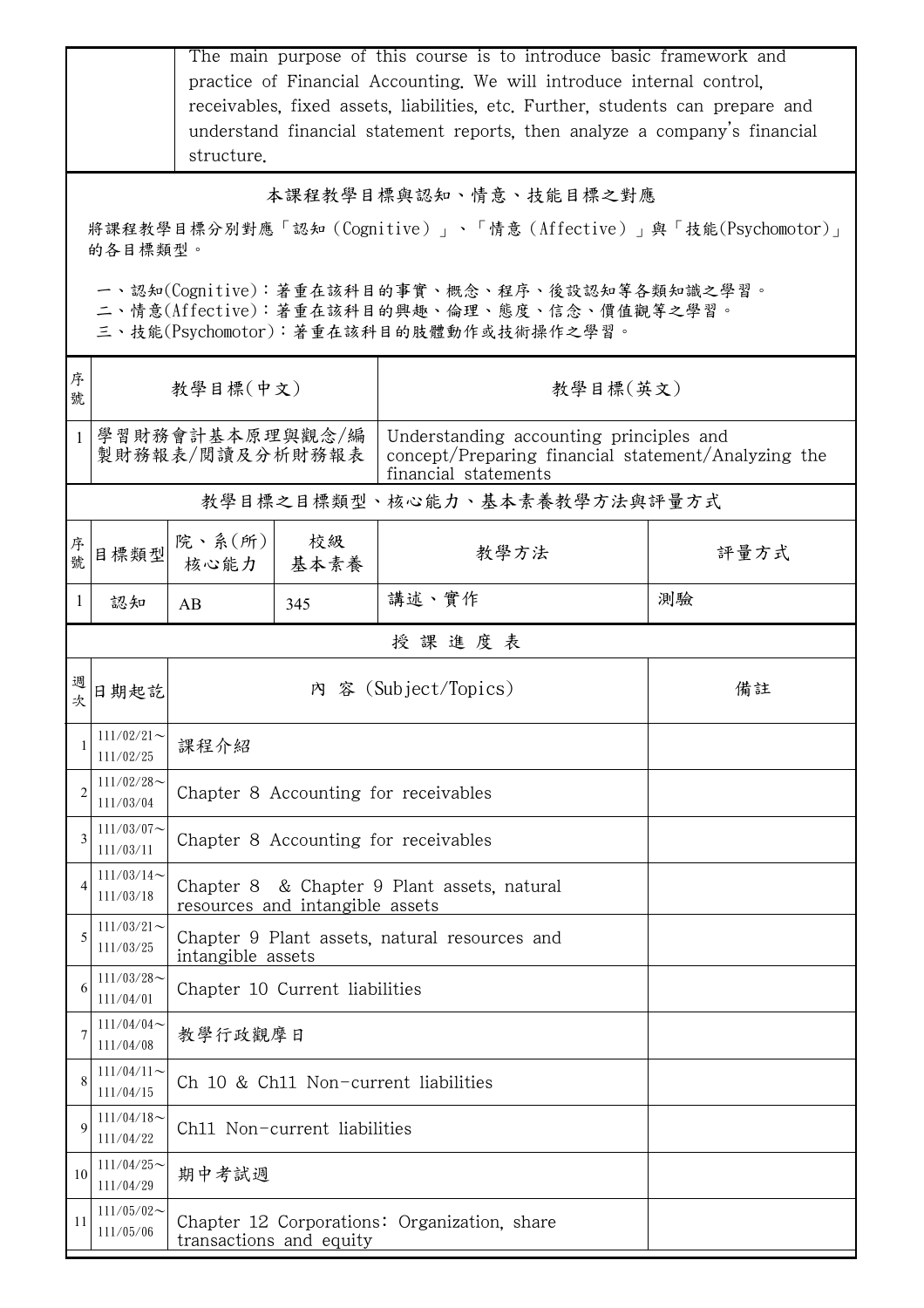| | The main purpose of this course is to introduce basic framework and practice of Financial Accounting. We will introduce internal control, receivables, fixed assets, liabilities, etc. Further, students can prepare and understand financial statement reports, then analyze a company's financial structure. |
|---|---|

## 本課程教學目標與認知、情意、技能目標之對應

將課程教學目標分別對應「認知（Cognitive）」、「情意（Affective）」與「技能(Psychomotor)」的各目標類型。

一、認知(Cognitive)：著重在該科目的事實、概念、程序、後設認知等各類知識之學習。
二、情意(Affective)：著重在該科目的興趣、倫理、態度、信念、價值觀等之學習。
三、技能(Psychomotor)：著重在該科目的肢體動作或技術操作之學習。

| 序號 | 教學目標(中文) | 教學目標(英文) |
|---|---|---|
| 1 | 學習財務會計基本原理與觀念/編製財務報表/閱讀及分析財務報表 | Understanding accounting principles and concept/Preparing financial statement/Analyzing the financial statements |

## 教學目標之目標類型、核心能力、基本素養教學方法與評量方式

| 序號 | 目標類型 | 院、系(所)核心能力 | 校級基本素養 | 教學方法 | 評量方式 |
|---|---|---|---|---|---|
| 1 | 認知 | AB | 345 | 講述、實作 | 測驗 |

## 授課進度表

| 週次 | 日期起訖 | 內 容 (Subject/Topics) | 備註 |
|---|---|---|---|
| 1 | 111/02/21～111/02/25 | 課程介紹 | |
| 2 | 111/02/28～111/03/04 | Chapter 8 Accounting for receivables | |
| 3 | 111/03/07～111/03/11 | Chapter 8 Accounting for receivables | |
| 4 | 111/03/14～111/03/18 | Chapter 8 & Chapter 9 Plant assets, natural resources and intangible assets | |
| 5 | 111/03/21～111/03/25 | Chapter 9 Plant assets, natural resources and intangible assets | |
| 6 | 111/03/28～111/04/01 | Chapter 10 Current liabilities | |
| 7 | 111/04/04～111/04/08 | 教學行政觀摩日 | |
| 8 | 111/04/11～111/04/15 | Ch 10 & Ch11 Non-current liabilities | |
| 9 | 111/04/18～111/04/22 | Ch11 Non-current liabilities | |
| 10 | 111/04/25～111/04/29 | 期中考試週 | |
| 11 | 111/05/02～111/05/06 | Chapter 12 Corporations: Organization, share transactions and equity | |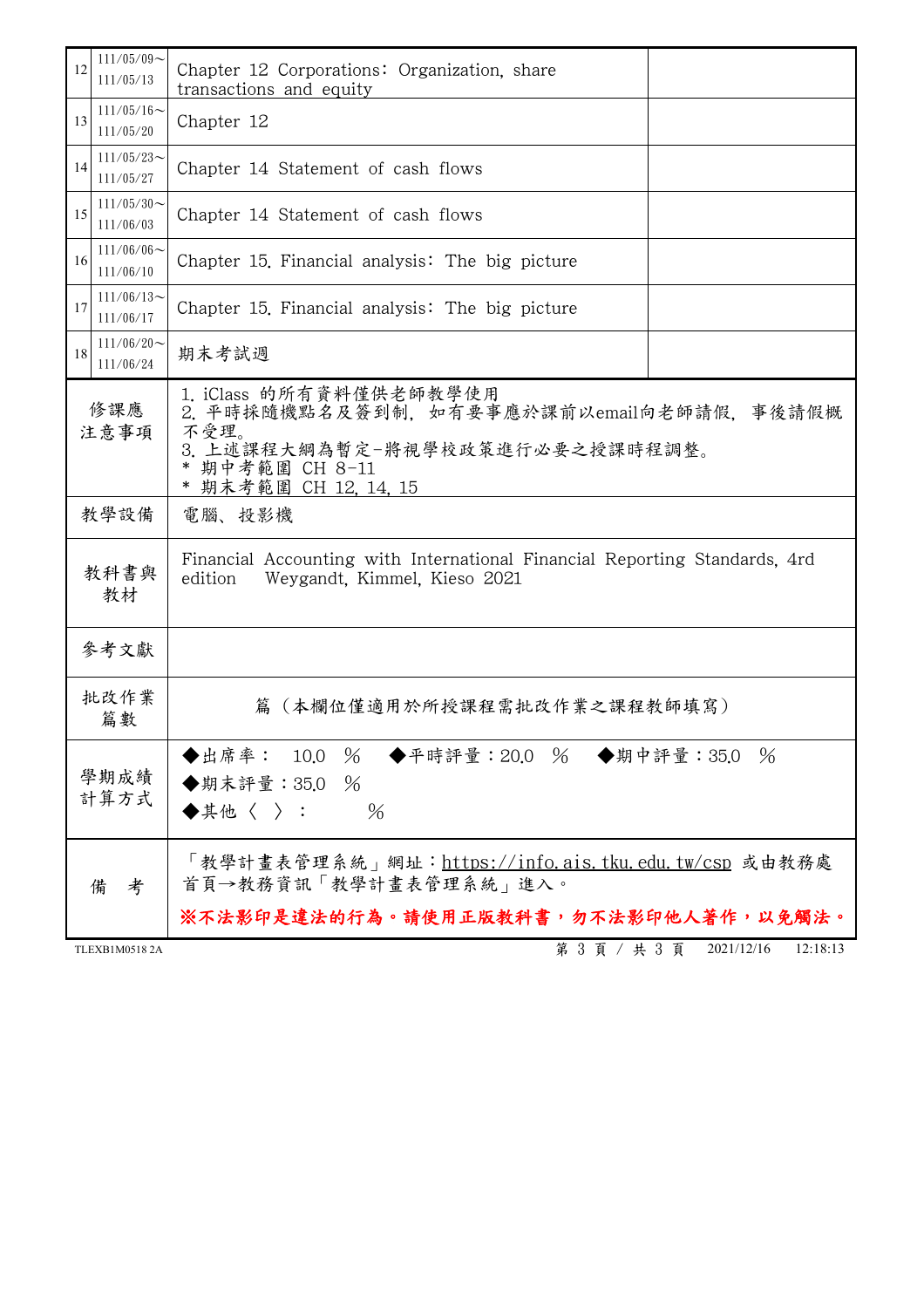| | | | |
|---|---|---|---|
| 12 | 111/05/09～111/05/13 | Chapter 12 Corporations: Organization, share transactions and equity | |
| 13 | 111/05/16～111/05/20 | Chapter 12 | |
| 14 | 111/05/23～111/05/27 | Chapter 14 Statement of cash flows | |
| 15 | 111/05/30～111/06/03 | Chapter 14 Statement of cash flows | |
| 16 | 111/06/06～111/06/10 | Chapter 15. Financial analysis: The big picture | |
| 17 | 111/06/13～111/06/17 | Chapter 15. Financial analysis: The big picture | |
| 18 | 111/06/20～111/06/24 | 期末考試週 | |

| | |
|---|---|
| 修課應注意事項 | 1. iClass 的所有資料僅供老師教學使用<br>2. 平時採隨機點名及簽到制，如有要事應於課前以email向老師請假，事後請假概不受理。<br>3. 上述課程大綱為暫定-將視學校政策進行必要之授課時程調整。<br>* 期中考範圍 CH 8-11<br>* 期末考範圍 CH 12, 14, 15 |
| 教學設備 | 電腦、投影機 |
| 教科書與教材 | Financial Accounting with International Financial Reporting Standards, 4rd edition Weygandt, Kimmel, Kieso 2021 |
| 參考文獻 | |
| 批改作業篇數 | 篇（本欄位僅適用於所授課程需批改作業之課程教師填寫） |
| 學期成績計算方式 | ◆出席率： 10.0 ％ ◆平時評量：20.0 ％ ◆期中評量：35.0 ％<br>◆期末評量：35.0 ％<br>◆其他〈 〉： ％ |
| 備考 | 「教學計畫表管理系統」網址：https://info.ais.tku.edu.tw/csp 或由教務處首頁→教務資訊「教學計畫表管理系統」進入。<br>**※不法影印是違法的行為。請使用正版教科書，勿不法影印他人著作，以免觸法。** |

TLEXB1M0518 2A

2021/12/16 12:18:13